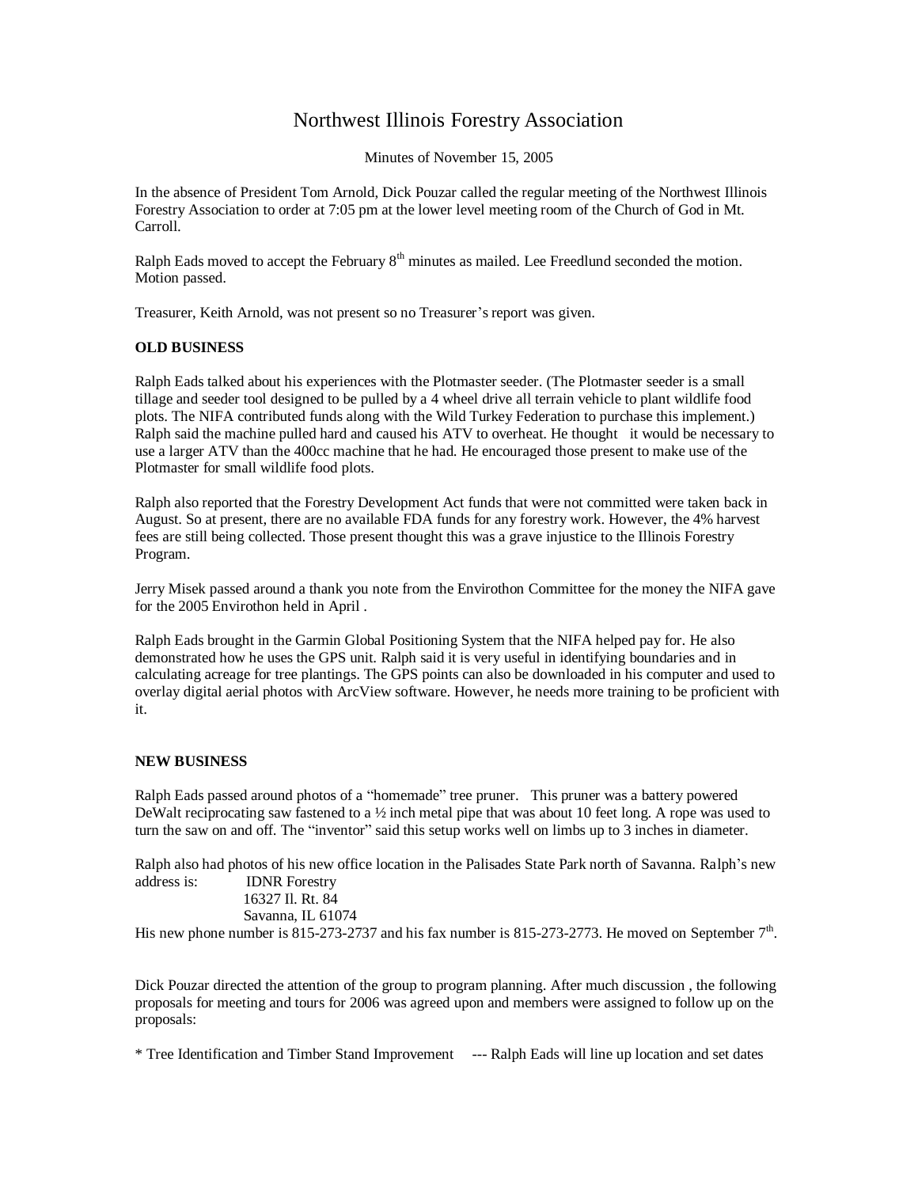# Northwest Illinois Forestry Association

Minutes of November 15, 2005

In the absence of President Tom Arnold, Dick Pouzar called the regular meeting of the Northwest Illinois Forestry Association to order at 7:05 pm at the lower level meeting room of the Church of God in Mt. Carroll.

Ralph Eads moved to accept the February 8th minutes as mailed. Lee Freedlund seconded the motion. Motion passed.

Treasurer, Keith Arnold, was not present so no Treasurer's report was given.

**OLD BUSINESS**

Ralph Eads talked about his experiences with the Plotmaster seeder. (The Plotmaster seeder is a small tillage and seeder tool designed to be pulled by a 4 wheel drive all terrain vehicle to plant wildlife food plots. The NIFA contributed funds along with the Wild Turkey Federation to purchase this implement.) Ralph said the machine pulled hard and caused his ATV to overheat. He thought it would be necessary to use a larger ATV than the 400cc machine that he had. He encouraged those present to make use of the Plotmaster for small wildlife food plots.

Ralph also reported that the Forestry Development Act funds that were not committed were taken back in August. So at present, there are no available FDA funds for any forestry work. However, the 4% harvest fees are still being collected. Those present thought this was a grave injustice to the Illinois Forestry Program.

Jerry Misek passed around a thank you note from the Envirothon Committee for the money the NIFA gave for the 2005 Envirothon held in April .

Ralph Eads brought in the Garmin Global Positioning System that the NIFA helped pay for. He also demonstrated how he uses the GPS unit. Ralph said it is very useful in identifying boundaries and in calculating acreage for tree plantings. The GPS points can also be downloaded in his computer and used to overlay digital aerial photos with ArcView software. However, he needs more training to be proficient with it.

**NEW BUSINESS**

Ralph Eads passed around photos of a "homemade" tree pruner. This pruner was a battery powered DeWalt reciprocating saw fastened to a ½ inch metal pipe that was about 10 feet long. A rope was used to turn the saw on and off. The "inventor" said this setup works well on limbs up to 3 inches in diameter.

Ralph also had photos of his new office location in the Palisades State Park north of Savanna. Ralph's new address is:

IDNR Forestry
16327 Il. Rt. 84
Savanna, IL 61074

His new phone number is 815-273-2737 and his fax number is 815-273-2773. He moved on September 7th.

Dick Pouzar directed the attention of the group to program planning. After much discussion , the following proposals for meeting and tours for 2006 was agreed upon and members were assigned to follow up on the proposals:

* Tree Identification and Timber Stand Improvement --- Ralph Eads will line up location and set dates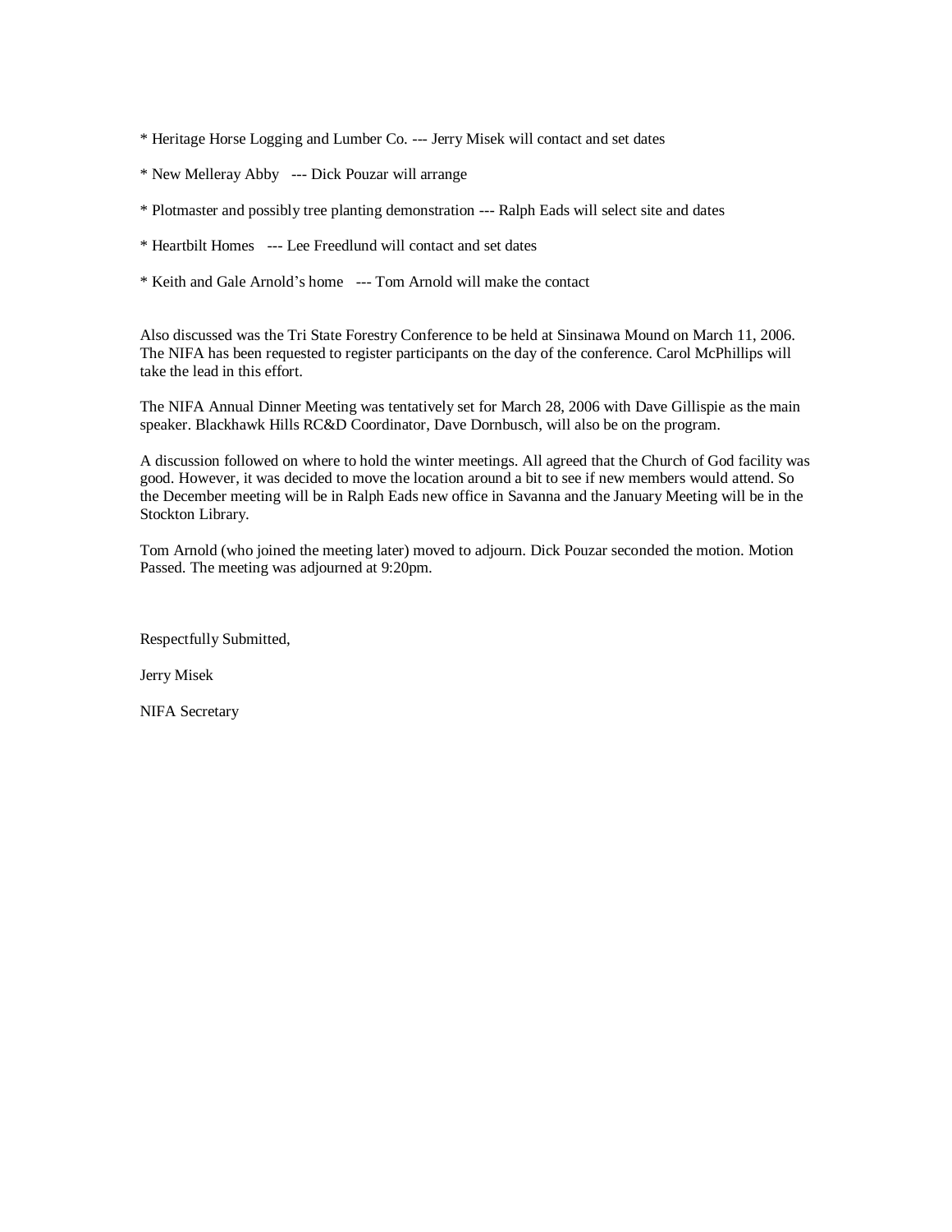* Heritage Horse Logging and Lumber Co. --- Jerry Misek will contact and set dates

* New Melleray Abby --- Dick Pouzar will arrange

* Plotmaster and possibly tree planting demonstration --- Ralph Eads will select site and dates

* Heartbilt Homes --- Lee Freedlund will contact and set dates

* Keith and Gale Arnold's home --- Tom Arnold will make the contact

Also discussed was the Tri State Forestry Conference to be held at Sinsinawa Mound on March 11, 2006. The NIFA has been requested to register participants on the day of the conference. Carol McPhillips will take the lead in this effort.

The NIFA Annual Dinner Meeting was tentatively set for March 28, 2006 with Dave Gillispie as the main speaker. Blackhawk Hills RC&D Coordinator, Dave Dornbusch, will also be on the program.

A discussion followed on where to hold the winter meetings. All agreed that the Church of God facility was good. However, it was decided to move the location around a bit to see if new members would attend. So the December meeting will be in Ralph Eads new office in Savanna and the January Meeting will be in the Stockton Library.

Tom Arnold (who joined the meeting later) moved to adjourn. Dick Pouzar seconded the motion. Motion Passed. The meeting was adjourned at 9:20pm.

Respectfully Submitted,

Jerry Misek

NIFA Secretary